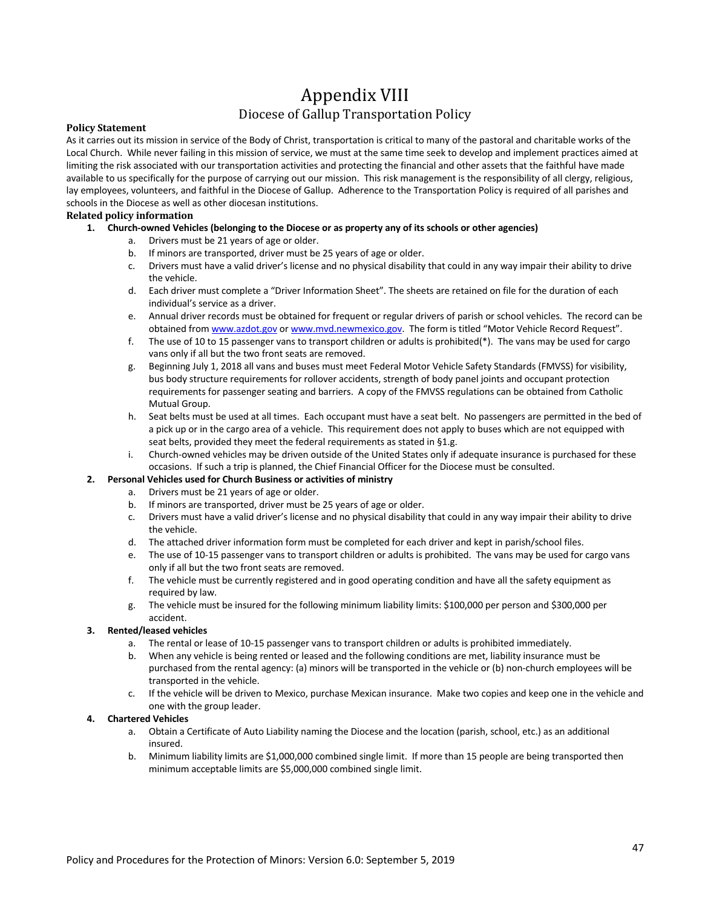# Appendix VIII

## Diocese of Gallup Transportation Policy

**Policy Statement**

As it carries out its mission in service of the Body of Christ, transportation is critical to many of the pastoral and charitable works of the Local Church. While never failing in this mission of service, we must at the same time seek to develop and implement practices aimed at limiting the risk associated with our transportation activities and protecting the financial and other assets that the faithful have made available to us specifically for the purpose of carrying out our mission. This risk management is the responsibility of all clergy, religious, lay employees, volunteers, and faithful in the Diocese of Gallup. Adherence to the Transportation Policy is required of all parishes and schools in the Diocese as well as other diocesan institutions.

**Related policy information**

1. **Church-owned Vehicles (belonging to the Diocese or as property any of its schools or other agencies)**
   a. Drivers must be 21 years of age or older.
   b. If minors are transported, driver must be 25 years of age or older.
   c. Drivers must have a valid driver's license and no physical disability that could in any way impair their ability to drive the vehicle.
   d. Each driver must complete a "Driver Information Sheet". The sheets are retained on file for the duration of each individual's service as a driver.
   e. Annual driver records must be obtained for frequent or regular drivers of parish or school vehicles. The record can be obtained from [www.azdot.gov](http://www.azdot.gov) or [www.mvd.newmexico.gov](http://www.mvd.newmexico.gov). The form is titled "Motor Vehicle Record Request".
   f. The use of 10 to 15 passenger vans to transport children or adults is prohibited(*). The vans may be used for cargo vans only if all but the two front seats are removed.
   g. Beginning July 1, 2018 all vans and buses must meet Federal Motor Vehicle Safety Standards (FMVSS) for visibility, bus body structure requirements for rollover accidents, strength of body panel joints and occupant protection requirements for passenger seating and barriers. A copy of the FMVSS regulations can be obtained from Catholic Mutual Group.
   h. Seat belts must be used at all times. Each occupant must have a seat belt. No passengers are permitted in the bed of a pick up or in the cargo area of a vehicle. This requirement does not apply to buses which are not equipped with seat belts, provided they meet the federal requirements as stated in §1.g.
   i. Church-owned vehicles may be driven outside of the United States only if adequate insurance is purchased for these occasions. If such a trip is planned, the Chief Financial Officer for the Diocese must be consulted.

2. **Personal Vehicles used for Church Business or activities of ministry**
   a. Drivers must be 21 years of age or older.
   b. If minors are transported, driver must be 25 years of age or older.
   c. Drivers must have a valid driver's license and no physical disability that could in any way impair their ability to drive the vehicle.
   d. The attached driver information form must be completed for each driver and kept in parish/school files.
   e. The use of 10-15 passenger vans to transport children or adults is prohibited. The vans may be used for cargo vans only if all but the two front seats are removed.
   f. The vehicle must be currently registered and in good operating condition and have all the safety equipment as required by law.
   g. The vehicle must be insured for the following minimum liability limits: $100,000 per person and $300,000 per accident.

3. **Rented/leased vehicles**
   a. The rental or lease of 10-15 passenger vans to transport children or adults is prohibited immediately.
   b. When any vehicle is being rented or leased and the following conditions are met, liability insurance must be purchased from the rental agency: (a) minors will be transported in the vehicle or (b) non-church employees will be transported in the vehicle.
   c. If the vehicle will be driven to Mexico, purchase Mexican insurance. Make two copies and keep one in the vehicle and one with the group leader.

4. **Chartered Vehicles**
   a. Obtain a Certificate of Auto Liability naming the Diocese and the location (parish, school, etc.) as an additional insured.
   b. Minimum liability limits are $1,000,000 combined single limit. If more than 15 people are being transported then minimum acceptable limits are $5,000,000 combined single limit.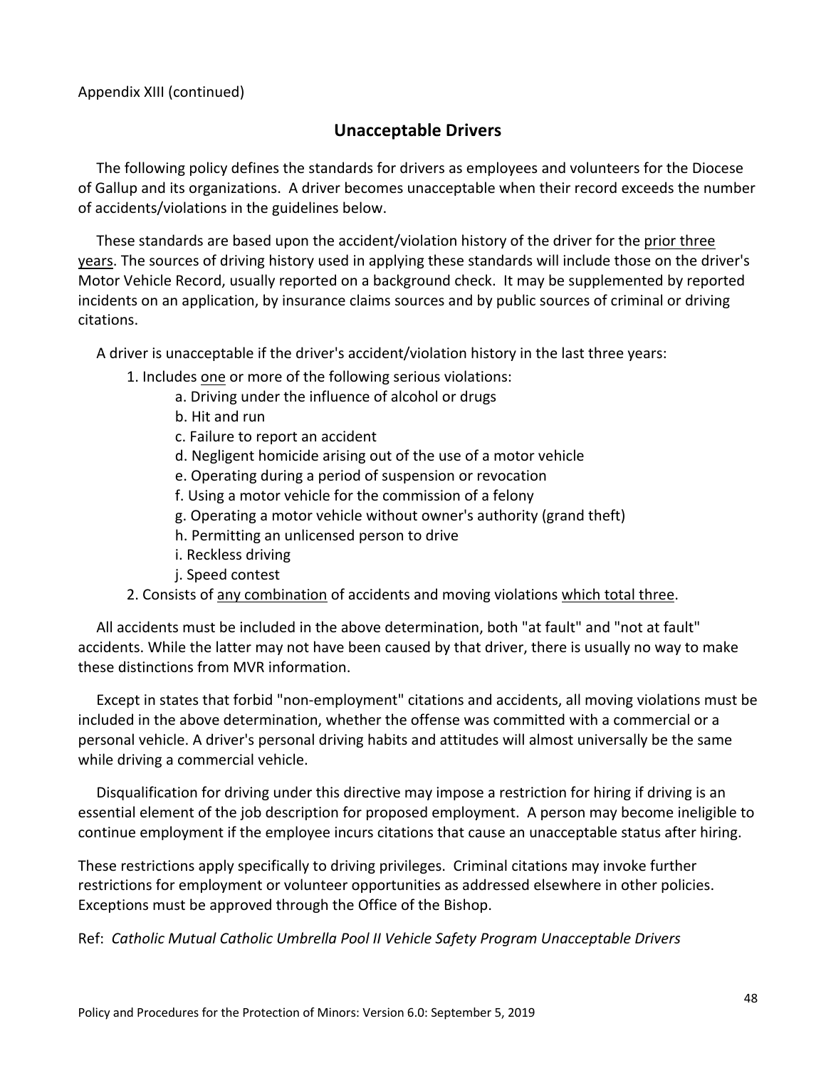Appendix XIII (continued)

## Unacceptable Drivers

The following policy defines the standards for drivers as employees and volunteers for the Diocese of Gallup and its organizations. A driver becomes unacceptable when their record exceeds the number of accidents/violations in the guidelines below.

These standards are based upon the accident/violation history of the driver for the prior three years. The sources of driving history used in applying these standards will include those on the driver's Motor Vehicle Record, usually reported on a background check. It may be supplemented by reported incidents on an application, by insurance claims sources and by public sources of criminal or driving citations.

A driver is unacceptable if the driver's accident/violation history in the last three years:

1. Includes one or more of the following serious violations:
   - a. Driving under the influence of alcohol or drugs
   - b. Hit and run
   - c. Failure to report an accident
   - d. Negligent homicide arising out of the use of a motor vehicle
   - e. Operating during a period of suspension or revocation
   - f. Using a motor vehicle for the commission of a felony
   - g. Operating a motor vehicle without owner's authority (grand theft)
   - h. Permitting an unlicensed person to drive
   - i. Reckless driving
   - j. Speed contest
2. Consists of any combination of accidents and moving violations which total three.

All accidents must be included in the above determination, both "at fault" and "not at fault" accidents. While the latter may not have been caused by that driver, there is usually no way to make these distinctions from MVR information.

Except in states that forbid "non-employment" citations and accidents, all moving violations must be included in the above determination, whether the offense was committed with a commercial or a personal vehicle. A driver's personal driving habits and attitudes will almost universally be the same while driving a commercial vehicle.

Disqualification for driving under this directive may impose a restriction for hiring if driving is an essential element of the job description for proposed employment. A person may become ineligible to continue employment if the employee incurs citations that cause an unacceptable status after hiring.

These restrictions apply specifically to driving privileges. Criminal citations may invoke further restrictions for employment or volunteer opportunities as addressed elsewhere in other policies. Exceptions must be approved through the Office of the Bishop.

Ref: *Catholic Mutual Catholic Umbrella Pool II Vehicle Safety Program Unacceptable Drivers*